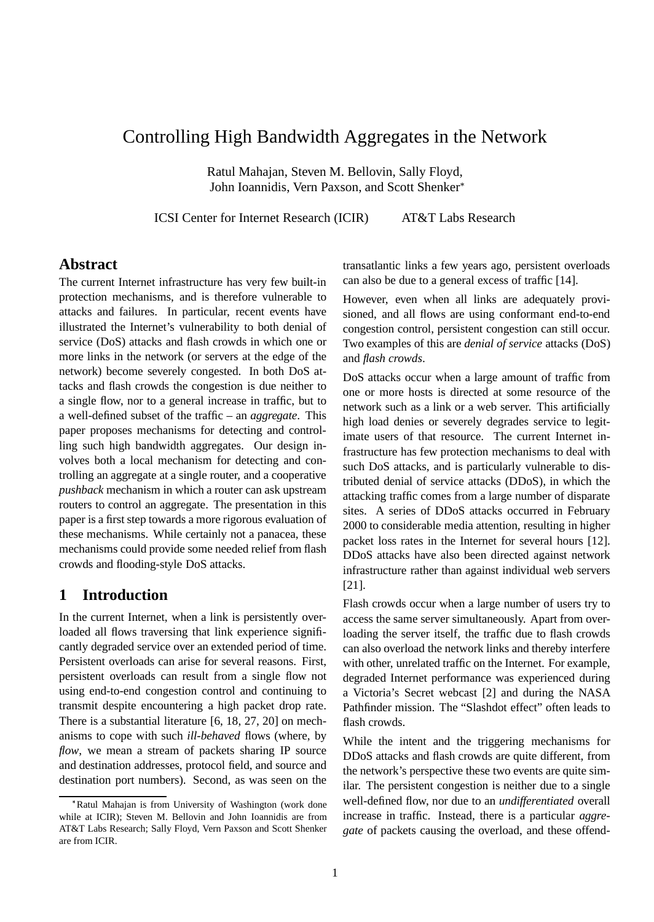# Controlling High Bandwidth Aggregates in the Network

Ratul Mahajan, Steven M. Bellovin, Sally Floyd, John Ioannidis, Vern Paxson, and Scott Shenker*

ICSI Center for Internet Research (ICIR) AT&T Labs Research

## Abstract

The current Internet infrastructure has very few built-in protection mechanisms, and is therefore vulnerable to attacks and failures. In particular, recent events have illustrated the Internet's vulnerability to both denial of service (DoS) attacks and flash crowds in which one or more links in the network (or servers at the edge of the network) become severely congested. In both DoS attacks and flash crowds the congestion is due neither to a single flow, nor to a general increase in traffic, but to a well-defined subset of the traffic – an *aggregate*. This paper proposes mechanisms for detecting and controlling such high bandwidth aggregates. Our design involves both a local mechanism for detecting and controlling an aggregate at a single router, and a cooperative *pushback* mechanism in which a router can ask upstream routers to control an aggregate. The presentation in this paper is a first step towards a more rigorous evaluation of these mechanisms. While certainly not a panacea, these mechanisms could provide some needed relief from flash crowds and flooding-style DoS attacks.

## 1 Introduction

In the current Internet, when a link is persistently overloaded all flows traversing that link experience significantly degraded service over an extended period of time. Persistent overloads can arise for several reasons. First, persistent overloads can result from a single flow not using end-to-end congestion control and continuing to transmit despite encountering a high packet drop rate. There is a substantial literature [6, 18, 27, 20] on mechanisms to cope with such *ill-behaved* flows (where, by *flow*, we mean a stream of packets sharing IP source and destination addresses, protocol field, and source and destination port numbers). Second, as was seen on the transatlantic links a few years ago, persistent overloads can also be due to a general excess of traffic [14].

However, even when all links are adequately provisioned, and all flows are using conformant end-to-end congestion control, persistent congestion can still occur. Two examples of this are *denial of service* attacks (DoS) and *flash crowds*.

DoS attacks occur when a large amount of traffic from one or more hosts is directed at some resource of the network such as a link or a web server. This artificially high load denies or severely degrades service to legitimate users of that resource. The current Internet infrastructure has few protection mechanisms to deal with such DoS attacks, and is particularly vulnerable to distributed denial of service attacks (DDoS), in which the attacking traffic comes from a large number of disparate sites. A series of DDoS attacks occurred in February 2000 to considerable media attention, resulting in higher packet loss rates in the Internet for several hours [12]. DDoS attacks have also been directed against network infrastructure rather than against individual web servers [21].

Flash crowds occur when a large number of users try to access the same server simultaneously. Apart from overloading the server itself, the traffic due to flash crowds can also overload the network links and thereby interfere with other, unrelated traffic on the Internet. For example, degraded Internet performance was experienced during a Victoria's Secret webcast [2] and during the NASA Pathfinder mission. The "Slashdot effect" often leads to flash crowds.

While the intent and the triggering mechanisms for DDoS attacks and flash crowds are quite different, from the network's perspective these two events are quite similar. The persistent congestion is neither due to a single well-defined flow, nor due to an *undifferentiated* overall increase in traffic. Instead, there is a particular *aggregate* of packets causing the overload, and these offend-

*Ratul Mahajan is from University of Washington (work done while at ICIR); Steven M. Bellovin and John Ioannidis are from AT&T Labs Research; Sally Floyd, Vern Paxson and Scott Shenker are from ICIR.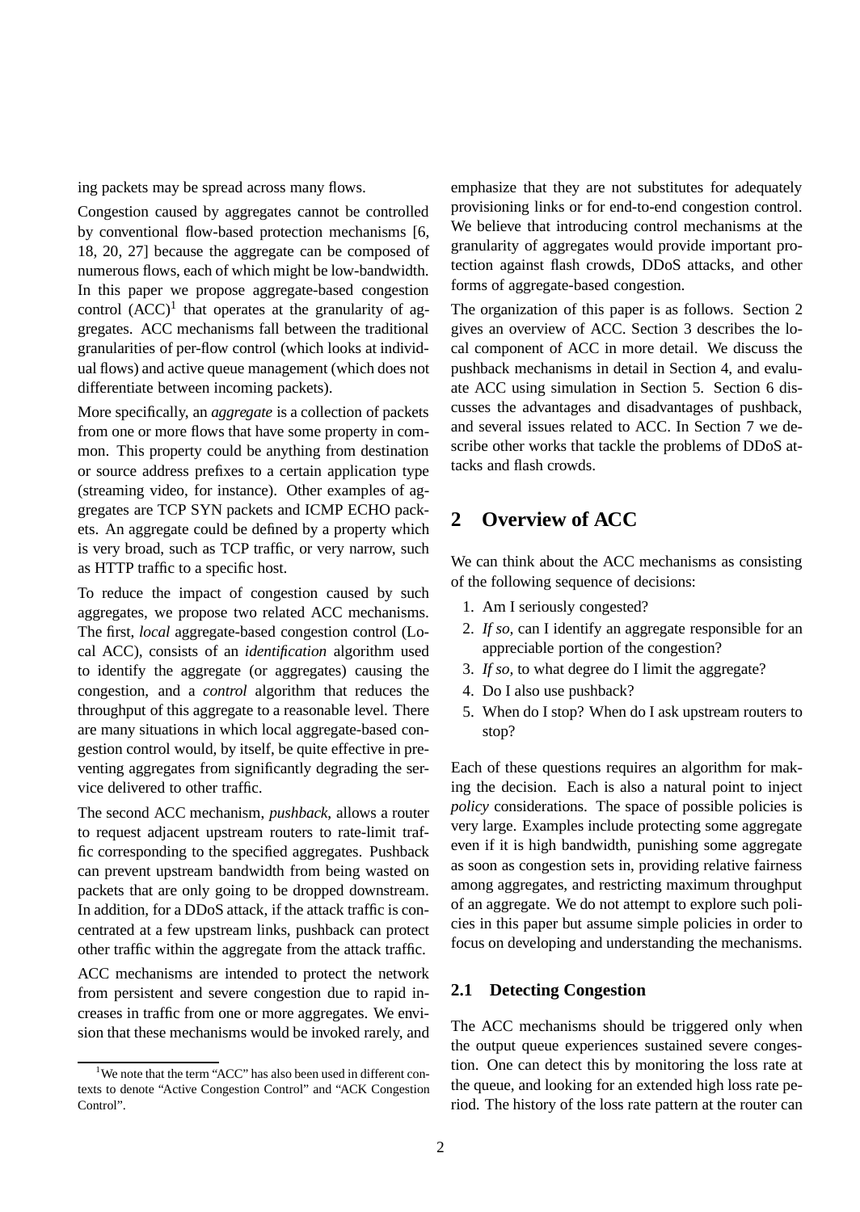ing packets may be spread across many flows.

Congestion caused by aggregates cannot be controlled by conventional flow-based protection mechanisms [6, 18, 20, 27] because the aggregate can be composed of numerous flows, each of which might be low-bandwidth. In this paper we propose aggregate-based congestion control (ACC)[1] that operates at the granularity of aggregates. ACC mechanisms fall between the traditional granularities of per-flow control (which looks at individual flows) and active queue management (which does not differentiate between incoming packets).

More specifically, an *aggregate* is a collection of packets from one or more flows that have some property in common. This property could be anything from destination or source address prefixes to a certain application type (streaming video, for instance). Other examples of aggregates are TCP SYN packets and ICMP ECHO packets. An aggregate could be defined by a property which is very broad, such as TCP traffic, or very narrow, such as HTTP traffic to a specific host.

To reduce the impact of congestion caused by such aggregates, we propose two related ACC mechanisms. The first, *local* aggregate-based congestion control (Local ACC), consists of an *identification* algorithm used to identify the aggregate (or aggregates) causing the congestion, and a *control* algorithm that reduces the throughput of this aggregate to a reasonable level. There are many situations in which local aggregate-based congestion control would, by itself, be quite effective in preventing aggregates from significantly degrading the service delivered to other traffic.

The second ACC mechanism, *pushback*, allows a router to request adjacent upstream routers to rate-limit traffic corresponding to the specified aggregates. Pushback can prevent upstream bandwidth from being wasted on packets that are only going to be dropped downstream. In addition, for a DDoS attack, if the attack traffic is concentrated at a few upstream links, pushback can protect other traffic within the aggregate from the attack traffic.

ACC mechanisms are intended to protect the network from persistent and severe congestion due to rapid increases in traffic from one or more aggregates. We envision that these mechanisms would be invoked rarely, and emphasize that they are not substitutes for adequately provisioning links or for end-to-end congestion control. We believe that introducing control mechanisms at the granularity of aggregates would provide important protection against flash crowds, DDoS attacks, and other forms of aggregate-based congestion.

The organization of this paper is as follows. Section 2 gives an overview of ACC. Section 3 describes the local component of ACC in more detail. We discuss the pushback mechanisms in detail in Section 4, and evaluate ACC using simulation in Section 5. Section 6 discusses the advantages and disadvantages of pushback, and several issues related to ACC. In Section 7 we describe other works that tackle the problems of DDoS attacks and flash crowds.

## 2 Overview of ACC

We can think about the ACC mechanisms as consisting of the following sequence of decisions:

1. Am I seriously congested?
2. *If so,* can I identify an aggregate responsible for an appreciable portion of the congestion?
3. *If so,* to what degree do I limit the aggregate?
4. Do I also use pushback?
5. When do I stop? When do I ask upstream routers to stop?

Each of these questions requires an algorithm for making the decision. Each is also a natural point to inject *policy* considerations. The space of possible policies is very large. Examples include protecting some aggregate even if it is high bandwidth, punishing some aggregate as soon as congestion sets in, providing relative fairness among aggregates, and restricting maximum throughput of an aggregate. We do not attempt to explore such policies in this paper but assume simple policies in order to focus on developing and understanding the mechanisms.

### 2.1 Detecting Congestion

The ACC mechanisms should be triggered only when the output queue experiences sustained severe congestion. One can detect this by monitoring the loss rate at the queue, and looking for an extended high loss rate period. The history of the loss rate pattern at the router can

[1] We note that the term "ACC" has also been used in different contexts to denote "Active Congestion Control" and "ACK Congestion Control".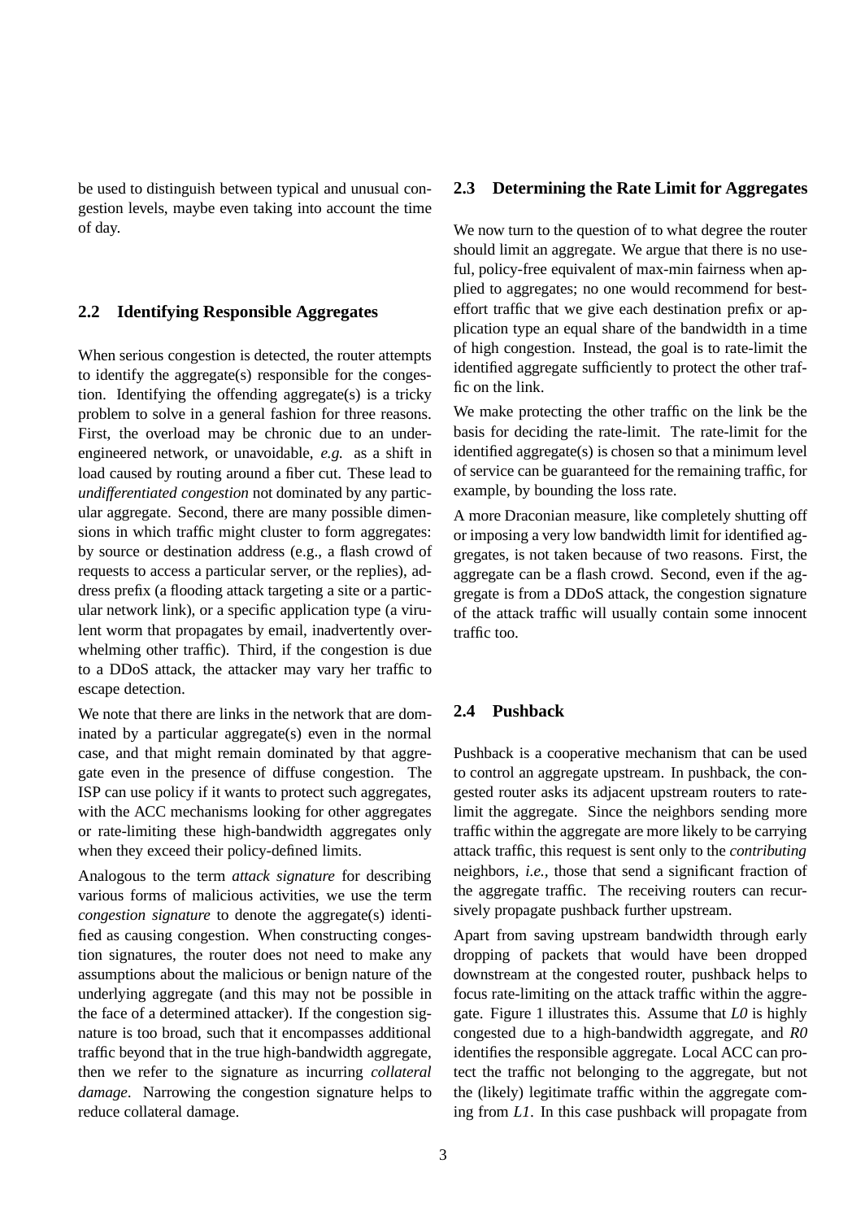be used to distinguish between typical and unusual congestion levels, maybe even taking into account the time of day.

### 2.2 Identifying Responsible Aggregates

When serious congestion is detected, the router attempts to identify the aggregate(s) responsible for the congestion. Identifying the offending aggregate(s) is a tricky problem to solve in a general fashion for three reasons. First, the overload may be chronic due to an under-engineered network, or unavoidable, *e.g.* as a shift in load caused by routing around a fiber cut. These lead to *undifferentiated congestion* not dominated by any particular aggregate. Second, there are many possible dimensions in which traffic might cluster to form aggregates: by source or destination address (e.g., a flash crowd of requests to access a particular server, or the replies), address prefix (a flooding attack targeting a site or a particular network link), or a specific application type (a virulent worm that propagates by email, inadvertently overwhelming other traffic). Third, if the congestion is due to a DDoS attack, the attacker may vary her traffic to escape detection.

We note that there are links in the network that are dominated by a particular aggregate(s) even in the normal case, and that might remain dominated by that aggregate even in the presence of diffuse congestion. The ISP can use policy if it wants to protect such aggregates, with the ACC mechanisms looking for other aggregates or rate-limiting these high-bandwidth aggregates only when they exceed their policy-defined limits.

Analogous to the term *attack signature* for describing various forms of malicious activities, we use the term *congestion signature* to denote the aggregate(s) identified as causing congestion. When constructing congestion signatures, the router does not need to make any assumptions about the malicious or benign nature of the underlying aggregate (and this may not be possible in the face of a determined attacker). If the congestion signature is too broad, such that it encompasses additional traffic beyond that in the true high-bandwidth aggregate, then we refer to the signature as incurring *collateral damage*. Narrowing the congestion signature helps to reduce collateral damage.

### 2.3 Determining the Rate Limit for Aggregates

We now turn to the question of to what degree the router should limit an aggregate. We argue that there is no useful, policy-free equivalent of max-min fairness when applied to aggregates; no one would recommend for best-effort traffic that we give each destination prefix or application type an equal share of the bandwidth in a time of high congestion. Instead, the goal is to rate-limit the identified aggregate sufficiently to protect the other traffic on the link.

We make protecting the other traffic on the link be the basis for deciding the rate-limit. The rate-limit for the identified aggregate(s) is chosen so that a minimum level of service can be guaranteed for the remaining traffic, for example, by bounding the loss rate.

A more Draconian measure, like completely shutting off or imposing a very low bandwidth limit for identified aggregates, is not taken because of two reasons. First, the aggregate can be a flash crowd. Second, even if the aggregate is from a DDoS attack, the congestion signature of the attack traffic will usually contain some innocent traffic too.

### 2.4 Pushback

Pushback is a cooperative mechanism that can be used to control an aggregate upstream. In pushback, the congested router asks its adjacent upstream routers to rate-limit the aggregate. Since the neighbors sending more traffic within the aggregate are more likely to be carrying attack traffic, this request is sent only to the *contributing* neighbors, *i.e.*, those that send a significant fraction of the aggregate traffic. The receiving routers can recursively propagate pushback further upstream.

Apart from saving upstream bandwidth through early dropping of packets that would have been dropped downstream at the congested router, pushback helps to focus rate-limiting on the attack traffic within the aggregate. Figure 1 illustrates this. Assume that *L0* is highly congested due to a high-bandwidth aggregate, and *R0* identifies the responsible aggregate. Local ACC can protect the traffic not belonging to the aggregate, but not the (likely) legitimate traffic within the aggregate coming from *L1*. In this case pushback will propagate from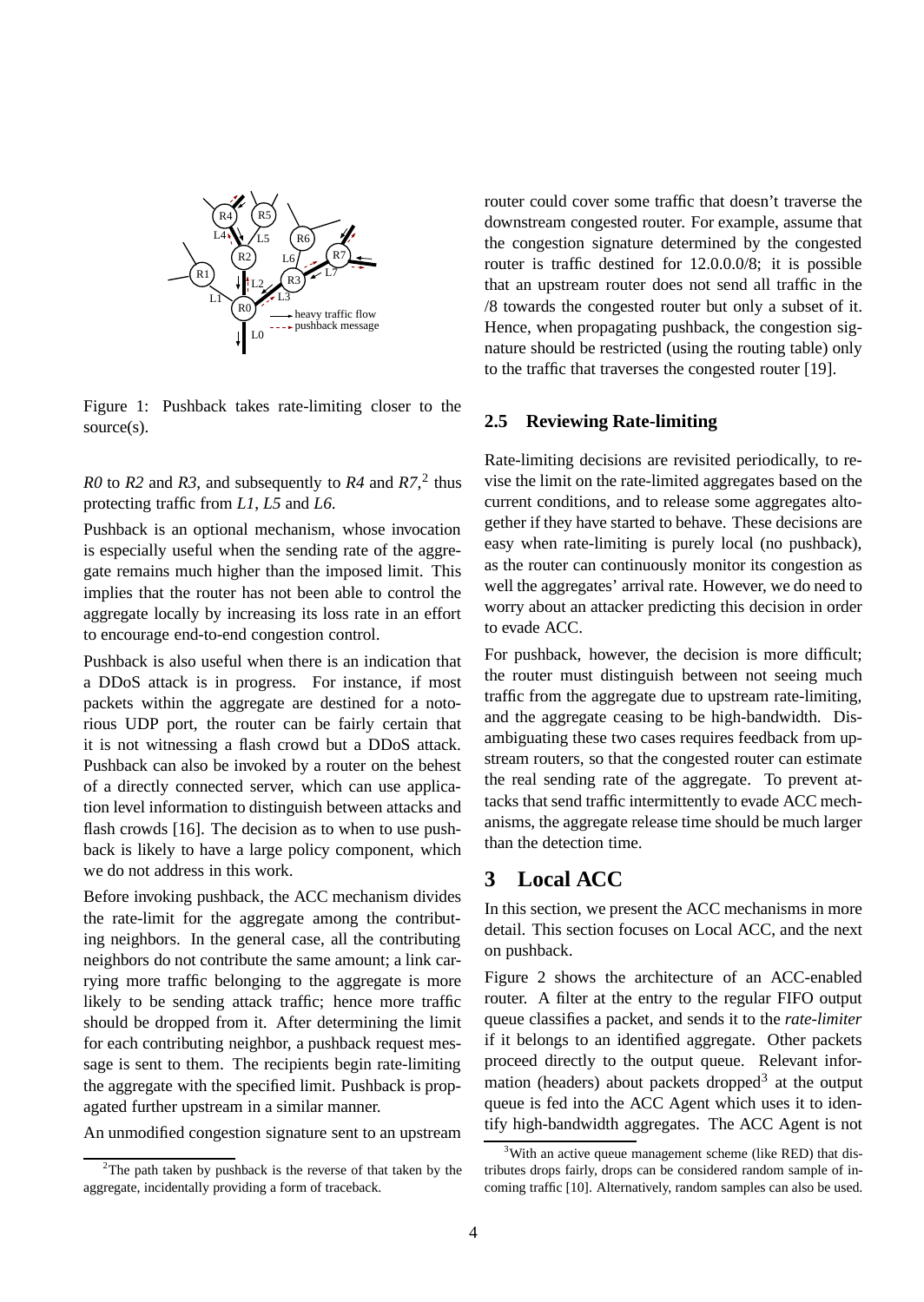Figure 1: Pushback takes rate-limiting closer to the source(s).

*R0* to *R2* and *R3*, and subsequently to *R4* and *R7*,[2] thus protecting traffic from *L1*, *L5* and *L6*.

Pushback is an optional mechanism, whose invocation is especially useful when the sending rate of the aggregate remains much higher than the imposed limit. This implies that the router has not been able to control the aggregate locally by increasing its loss rate in an effort to encourage end-to-end congestion control.

Pushback is also useful when there is an indication that a DDoS attack is in progress. For instance, if most packets within the aggregate are destined for a notorious UDP port, the router can be fairly certain that it is not witnessing a flash crowd but a DDoS attack. Pushback can also be invoked by a router on the behest of a directly connected server, which can use application level information to distinguish between attacks and flash crowds [16]. The decision as to when to use pushback is likely to have a large policy component, which we do not address in this work.

Before invoking pushback, the ACC mechanism divides the rate-limit for the aggregate among the contributing neighbors. In the general case, all the contributing neighbors do not contribute the same amount; a link carrying more traffic belonging to the aggregate is more likely to be sending attack traffic; hence more traffic should be dropped from it. After determining the limit for each contributing neighbor, a pushback request message is sent to them. The recipients begin rate-limiting the aggregate with the specified limit. Pushback is propagated further upstream in a similar manner.

An unmodified congestion signature sent to an upstream router could cover some traffic that doesn't traverse the downstream congested router. For example, assume that the congestion signature determined by the congested router is traffic destined for 12.0.0.0/8; it is possible that an upstream router does not send all traffic in the /8 towards the congested router but only a subset of it. Hence, when propagating pushback, the congestion signature should be restricted (using the routing table) only to the traffic that traverses the congested router [19].

### 2.5 Reviewing Rate-limiting

Rate-limiting decisions are revisited periodically, to revise the limit on the rate-limited aggregates based on the current conditions, and to release some aggregates altogether if they have started to behave. These decisions are easy when rate-limiting is purely local (no pushback), as the router can continuously monitor its congestion as well the aggregates' arrival rate. However, we do need to worry about an attacker predicting this decision in order to evade ACC.

For pushback, however, the decision is more difficult; the router must distinguish between not seeing much traffic from the aggregate due to upstream rate-limiting, and the aggregate ceasing to be high-bandwidth. Disambiguating these two cases requires feedback from upstream routers, so that the congested router can estimate the real sending rate of the aggregate. To prevent attacks that send traffic intermittently to evade ACC mechanisms, the aggregate release time should be much larger than the detection time.

## 3 Local ACC

In this section, we present the ACC mechanisms in more detail. This section focuses on Local ACC, and the next on pushback.

Figure 2 shows the architecture of an ACC-enabled router. A filter at the entry to the regular FIFO output queue classifies a packet, and sends it to the *rate-limiter* if it belongs to an identified aggregate. Other packets proceed directly to the output queue. Relevant information (headers) about packets dropped[3] at the output queue is fed into the ACC Agent which uses it to identify high-bandwidth aggregates. The ACC Agent is not

[2] The path taken by pushback is the reverse of that taken by the aggregate, incidentally providing a form of traceback.

[3] With an active queue management scheme (like RED) that distributes drops fairly, drops can be considered random sample of incoming traffic [10]. Alternatively, random samples can also be used.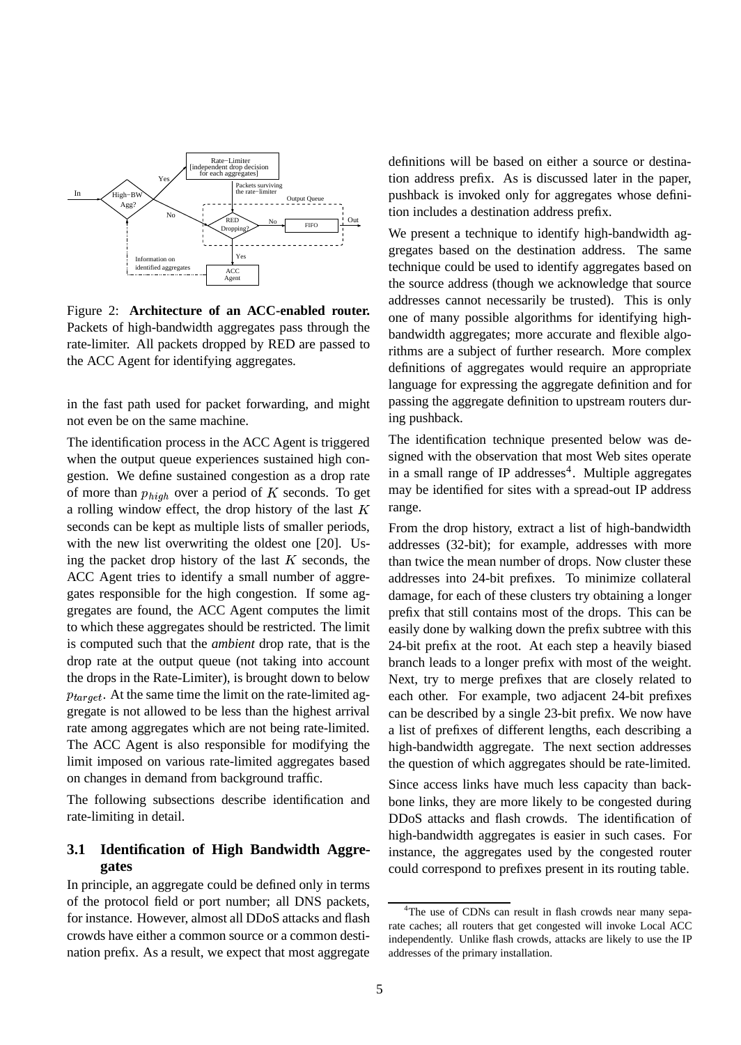Figure 2: **Architecture of an ACC-enabled router.** Packets of high-bandwidth aggregates pass through the rate-limiter. All packets dropped by RED are passed to the ACC Agent for identifying aggregates.

in the fast path used for packet forwarding, and might not even be on the same machine.

The identification process in the ACC Agent is triggered when the output queue experiences sustained high congestion. We define sustained congestion as a drop rate of more than $p_{high}$ over a period of $K$ seconds. To get a rolling window effect, the drop history of the last $K$ seconds can be kept as multiple lists of smaller periods, with the new list overwriting the oldest one [20]. Using the packet drop history of the last $K$ seconds, the ACC Agent tries to identify a small number of aggregates responsible for the high congestion. If some aggregates are found, the ACC Agent computes the limit to which these aggregates should be restricted. The limit is computed such that the *ambient* drop rate, that is the drop rate at the output queue (not taking into account the drops in the Rate-Limiter), is brought down to below $p_{target}$. At the same time the limit on the rate-limited aggregate is not allowed to be less than the highest arrival rate among aggregates which are not being rate-limited. The ACC Agent is also responsible for modifying the limit imposed on various rate-limited aggregates based on changes in demand from background traffic.

The following subsections describe identification and rate-limiting in detail.

### 3.1 Identification of High Bandwidth Aggregates

In principle, an aggregate could be defined only in terms of the protocol field or port number; all DNS packets, for instance. However, almost all DDoS attacks and flash crowds have either a common source or a common destination prefix. As a result, we expect that most aggregate definitions will be based on either a source or destination address prefix. As is discussed later in the paper, pushback is invoked only for aggregates whose definition includes a destination address prefix.

We present a technique to identify high-bandwidth aggregates based on the destination address. The same technique could be used to identify aggregates based on the source address (though we acknowledge that source addresses cannot necessarily be trusted). This is only one of many possible algorithms for identifying high-bandwidth aggregates; more accurate and flexible algorithms are a subject of further research. More complex definitions of aggregates would require an appropriate language for expressing the aggregate definition and for passing the aggregate definition to upstream routers during pushback.

The identification technique presented below was designed with the observation that most Web sites operate in a small range of IP addresses[4]. Multiple aggregates may be identified for sites with a spread-out IP address range.

From the drop history, extract a list of high-bandwidth addresses (32-bit); for example, addresses with more than twice the mean number of drops. Now cluster these addresses into 24-bit prefixes. To minimize collateral damage, for each of these clusters try obtaining a longer prefix that still contains most of the drops. This can be easily done by walking down the prefix subtree with this 24-bit prefix at the root. At each step a heavily biased branch leads to a longer prefix with most of the weight. Next, try to merge prefixes that are closely related to each other. For example, two adjacent 24-bit prefixes can be described by a single 23-bit prefix. We now have a list of prefixes of different lengths, each describing a high-bandwidth aggregate. The next section addresses the question of which aggregates should be rate-limited.

Since access links have much less capacity than backbone links, they are more likely to be congested during DDoS attacks and flash crowds. The identification of high-bandwidth aggregates is easier in such cases. For instance, the aggregates used by the congested router could correspond to prefixes present in its routing table.

[4]The use of CDNs can result in flash crowds near many separate caches; all routers that get congested will invoke Local ACC independently. Unlike flash crowds, attacks are likely to use the IP addresses of the primary installation.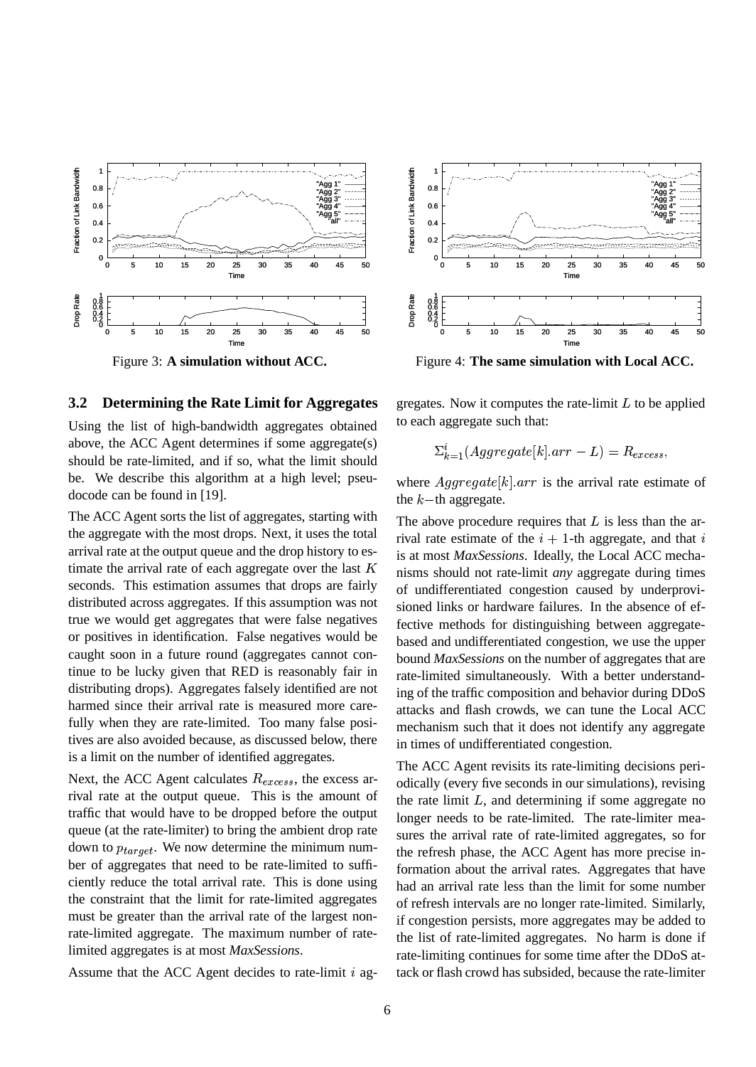Figure 3: **A simulation without ACC.**

Figure 4: **The same simulation with Local ACC.**

### 3.2 Determining the Rate Limit for Aggregates

Using the list of high-bandwidth aggregates obtained above, the ACC Agent determines if some aggregate(s) should be rate-limited, and if so, what the limit should be. We describe this algorithm at a high level; pseudocode can be found in [19].

The ACC Agent sorts the list of aggregates, starting with the aggregate with the most drops. Next, it uses the total arrival rate at the output queue and the drop history to estimate the arrival rate of each aggregate over the last $K$ seconds. This estimation assumes that drops are fairly distributed across aggregates. If this assumption was not true we would get aggregates that were false negatives or positives in identification. False negatives would be caught soon in a future round (aggregates cannot continue to be lucky given that RED is reasonably fair in distributing drops). Aggregates falsely identified are not harmed since their arrival rate is measured more carefully when they are rate-limited. Too many false positives are also avoided because, as discussed below, there is a limit on the number of identified aggregates.

Next, the ACC Agent calculates $R_{excess}$, the excess arrival rate at the output queue. This is the amount of traffic that would have to be dropped before the output queue (at the rate-limiter) to bring the ambient drop rate down to $p_{target}$. We now determine the minimum number of aggregates that need to be rate-limited to sufficiently reduce the total arrival rate. This is done using the constraint that the limit for rate-limited aggregates must be greater than the arrival rate of the largest non-rate-limited aggregate. The maximum number of rate-limited aggregates is at most *MaxSessions*.

Assume that the ACC Agent decides to rate-limit $i$ aggregates. Now it computes the rate-limit $L$ to be applied to each aggregate such that:

$$\Sigma_{k=1}^{i}(Aggregate[k].arr - L) = R_{excess},$$

where $Aggregate[k].arr$ is the arrival rate estimate of the $k-$th aggregate.

The above procedure requires that $L$ is less than the arrival rate estimate of the $i+1$-th aggregate, and that $i$ is at most *MaxSessions*. Ideally, the Local ACC mechanisms should not rate-limit *any* aggregate during times of undifferentiated congestion caused by underprovisioned links or hardware failures. In the absence of effective methods for distinguishing between aggregate-based and undifferentiated congestion, we use the upper bound *MaxSessions* on the number of aggregates that are rate-limited simultaneously. With a better understanding of the traffic composition and behavior during DDoS attacks and flash crowds, we can tune the Local ACC mechanism such that it does not identify any aggregate in times of undifferentiated congestion.

The ACC Agent revisits its rate-limiting decisions periodically (every five seconds in our simulations), revising the rate limit $L$, and determining if some aggregate no longer needs to be rate-limited. The rate-limiter measures the arrival rate of rate-limited aggregates, so for the refresh phase, the ACC Agent has more precise information about the arrival rates. Aggregates that have had an arrival rate less than the limit for some number of refresh intervals are no longer rate-limited. Similarly, if congestion persists, more aggregates may be added to the list of rate-limited aggregates. No harm is done if rate-limiting continues for some time after the DDoS attack or flash crowd has subsided, because the rate-limiter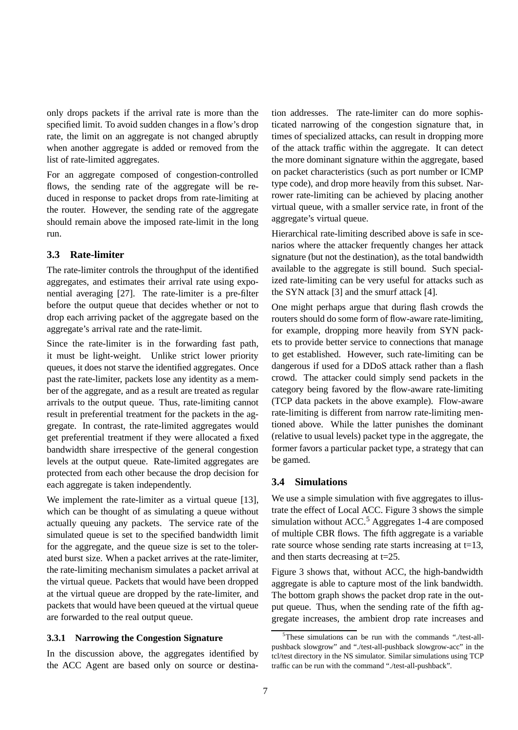only drops packets if the arrival rate is more than the specified limit. To avoid sudden changes in a flow's drop rate, the limit on an aggregate is not changed abruptly when another aggregate is added or removed from the list of rate-limited aggregates.

For an aggregate composed of congestion-controlled flows, the sending rate of the aggregate will be reduced in response to packet drops from rate-limiting at the router. However, the sending rate of the aggregate should remain above the imposed rate-limit in the long run.

## 3.3 Rate-limiter

The rate-limiter controls the throughput of the identified aggregates, and estimates their arrival rate using exponential averaging [27]. The rate-limiter is a pre-filter before the output queue that decides whether or not to drop each arriving packet of the aggregate based on the aggregate's arrival rate and the rate-limit.

Since the rate-limiter is in the forwarding fast path, it must be light-weight. Unlike strict lower priority queues, it does not starve the identified aggregates. Once past the rate-limiter, packets lose any identity as a member of the aggregate, and as a result are treated as regular arrivals to the output queue. Thus, rate-limiting cannot result in preferential treatment for the packets in the aggregate. In contrast, the rate-limited aggregates would get preferential treatment if they were allocated a fixed bandwidth share irrespective of the general congestion levels at the output queue. Rate-limited aggregates are protected from each other because the drop decision for each aggregate is taken independently.

We implement the rate-limiter as a virtual queue [13], which can be thought of as simulating a queue without actually queuing any packets. The service rate of the simulated queue is set to the specified bandwidth limit for the aggregate, and the queue size is set to the tolerated burst size. When a packet arrives at the rate-limiter, the rate-limiting mechanism simulates a packet arrival at the virtual queue. Packets that would have been dropped at the virtual queue are dropped by the rate-limiter, and packets that would have been queued at the virtual queue are forwarded to the real output queue.

### 3.3.1 Narrowing the Congestion Signature

In the discussion above, the aggregates identified by the ACC Agent are based only on source or destination addresses. The rate-limiter can do more sophisticated narrowing of the congestion signature that, in times of specialized attacks, can result in dropping more of the attack traffic within the aggregate. It can detect the more dominant signature within the aggregate, based on packet characteristics (such as port number or ICMP type code), and drop more heavily from this subset. Narrower rate-limiting can be achieved by placing another virtual queue, with a smaller service rate, in front of the aggregate's virtual queue.

Hierarchical rate-limiting described above is safe in scenarios where the attacker frequently changes her attack signature (but not the destination), as the total bandwidth available to the aggregate is still bound. Such specialized rate-limiting can be very useful for attacks such as the SYN attack [3] and the smurf attack [4].

One might perhaps argue that during flash crowds the routers should do some form of flow-aware rate-limiting, for example, dropping more heavily from SYN packets to provide better service to connections that manage to get established. However, such rate-limiting can be dangerous if used for a DDoS attack rather than a flash crowd. The attacker could simply send packets in the category being favored by the flow-aware rate-limiting (TCP data packets in the above example). Flow-aware rate-limiting is different from narrow rate-limiting mentioned above. While the latter punishes the dominant (relative to usual levels) packet type in the aggregate, the former favors a particular packet type, a strategy that can be gamed.

## 3.4 Simulations

We use a simple simulation with five aggregates to illustrate the effect of Local ACC. Figure 3 shows the simple simulation without ACC.[5] Aggregates 1-4 are composed of multiple CBR flows. The fifth aggregate is a variable rate source whose sending rate starts increasing at t=13, and then starts decreasing at t=25.

Figure 3 shows that, without ACC, the high-bandwidth aggregate is able to capture most of the link bandwidth. The bottom graph shows the packet drop rate in the output queue. Thus, when the sending rate of the fifth aggregate increases, the ambient drop rate increases and

[5] These simulations can be run with the commands "./test-all-pushback slowgrow" and "./test-all-pushback slowgrow-acc" in the tcl/test directory in the NS simulator. Similar simulations using TCP traffic can be run with the command "./test-all-pushback".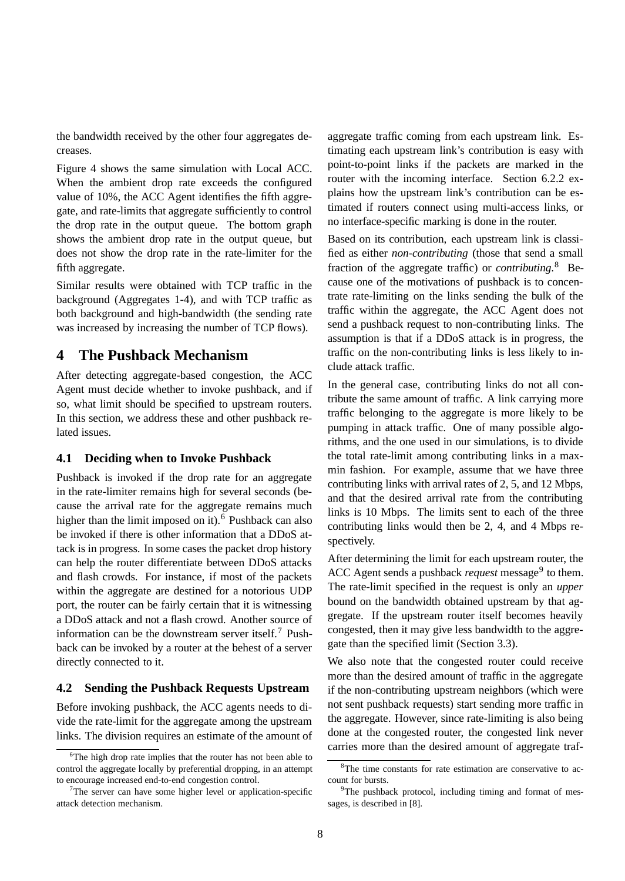the bandwidth received by the other four aggregates decreases.

Figure 4 shows the same simulation with Local ACC. When the ambient drop rate exceeds the configured value of 10%, the ACC Agent identifies the fifth aggregate, and rate-limits that aggregate sufficiently to control the drop rate in the output queue. The bottom graph shows the ambient drop rate in the output queue, but does not show the drop rate in the rate-limiter for the fifth aggregate.

Similar results were obtained with TCP traffic in the background (Aggregates 1-4), and with TCP traffic as both background and high-bandwidth (the sending rate was increased by increasing the number of TCP flows).

# 4 The Pushback Mechanism

After detecting aggregate-based congestion, the ACC Agent must decide whether to invoke pushback, and if so, what limit should be specified to upstream routers. In this section, we address these and other pushback related issues.

## 4.1 Deciding when to Invoke Pushback

Pushback is invoked if the drop rate for an aggregate in the rate-limiter remains high for several seconds (because the arrival rate for the aggregate remains much higher than the limit imposed on it).[6] Pushback can also be invoked if there is other information that a DDoS attack is in progress. In some cases the packet drop history can help the router differentiate between DDoS attacks and flash crowds. For instance, if most of the packets within the aggregate are destined for a notorious UDP port, the router can be fairly certain that it is witnessing a DDoS attack and not a flash crowd. Another source of information can be the downstream server itself.[7] Pushback can be invoked by a router at the behest of a server directly connected to it.

## 4.2 Sending the Pushback Requests Upstream

Before invoking pushback, the ACC agents needs to divide the rate-limit for the aggregate among the upstream links. The division requires an estimate of the amount of aggregate traffic coming from each upstream link. Estimating each upstream link's contribution is easy with point-to-point links if the packets are marked in the router with the incoming interface. Section 6.2.2 explains how the upstream link's contribution can be estimated if routers connect using multi-access links, or no interface-specific marking is done in the router.

Based on its contribution, each upstream link is classified as either *non-contributing* (those that send a small fraction of the aggregate traffic) or *contributing*.[8] Because one of the motivations of pushback is to concentrate rate-limiting on the links sending the bulk of the traffic within the aggregate, the ACC Agent does not send a pushback request to non-contributing links. The assumption is that if a DDoS attack is in progress, the traffic on the non-contributing links is less likely to include attack traffic.

In the general case, contributing links do not all contribute the same amount of traffic. A link carrying more traffic belonging to the aggregate is more likely to be pumping in attack traffic. One of many possible algorithms, and the one used in our simulations, is to divide the total rate-limit among contributing links in a max-min fashion. For example, assume that we have three contributing links with arrival rates of 2, 5, and 12 Mbps, and that the desired arrival rate from the contributing links is 10 Mbps. The limits sent to each of the three contributing links would then be 2, 4, and 4 Mbps respectively.

After determining the limit for each upstream router, the ACC Agent sends a pushback *request* message[9] to them. The rate-limit specified in the request is only an *upper* bound on the bandwidth obtained upstream by that aggregate. If the upstream router itself becomes heavily congested, then it may give less bandwidth to the aggregate than the specified limit (Section 3.3).

We also note that the congested router could receive more than the desired amount of traffic in the aggregate if the non-contributing upstream neighbors (which were not sent pushback requests) start sending more traffic in the aggregate. However, since rate-limiting is also being done at the congested router, the congested link never carries more than the desired amount of aggregate traf-

[6] The high drop rate implies that the router has not been able to control the aggregate locally by preferential dropping, in an attempt to encourage increased end-to-end congestion control.

[7] The server can have some higher level or application-specific attack detection mechanism.

[8] The time constants for rate estimation are conservative to account for bursts.

[9] The pushback protocol, including timing and format of messages, is described in [8].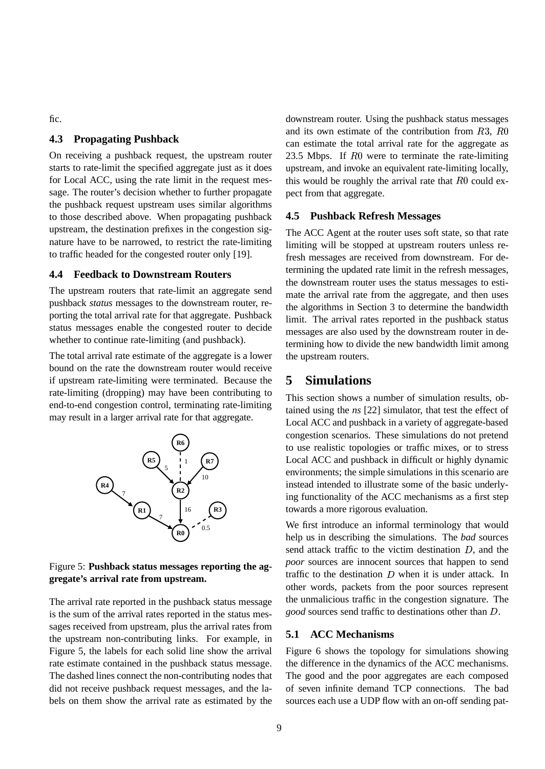fic.

### 4.3 Propagating Pushback

On receiving a pushback request, the upstream router starts to rate-limit the specified aggregate just as it does for Local ACC, using the rate limit in the request message. The router's decision whether to further propagate the pushback request upstream uses similar algorithms to those described above. When propagating pushback upstream, the destination prefixes in the congestion signature have to be narrowed, to restrict the rate-limiting to traffic headed for the congested router only [19].

### 4.4 Feedback to Downstream Routers

The upstream routers that rate-limit an aggregate send pushback *status* messages to the downstream router, reporting the total arrival rate for that aggregate. Pushback status messages enable the congested router to decide whether to continue rate-limiting (and pushback).

The total arrival rate estimate of the aggregate is a lower bound on the rate the downstream router would receive if upstream rate-limiting were terminated. Because the rate-limiting (dropping) may have been contributing to end-to-end congestion control, terminating rate-limiting may result in a larger arrival rate for that aggregate.

Figure 5: **Pushback status messages reporting the aggregate's arrival rate from upstream.**

The arrival rate reported in the pushback status message is the sum of the arrival rates reported in the status messages received from upstream, plus the arrival rates from the upstream non-contributing links. For example, in Figure 5, the labels for each solid line show the arrival rate estimate contained in the pushback status message. The dashed lines connect the non-contributing nodes that did not receive pushback request messages, and the labels on them show the arrival rate as estimated by the downstream router. Using the pushback status messages and its own estimate of the contribution from $R3$, $R0$ can estimate the total arrival rate for the aggregate as 23.5 Mbps. If $R0$ were to terminate the rate-limiting upstream, and invoke an equivalent rate-limiting locally, this would be roughly the arrival rate that $R0$ could expect from that aggregate.

### 4.5 Pushback Refresh Messages

The ACC Agent at the router uses soft state, so that rate limiting will be stopped at upstream routers unless refresh messages are received from downstream. For determining the updated rate limit in the refresh messages, the downstream router uses the status messages to estimate the arrival rate from the aggregate, and then uses the algorithms in Section 3 to determine the bandwidth limit. The arrival rates reported in the pushback status messages are also used by the downstream router in determining how to divide the new bandwidth limit among the upstream routers.

## 5 Simulations

This section shows a number of simulation results, obtained using the *ns* [22] simulator, that test the effect of Local ACC and pushback in a variety of aggregate-based congestion scenarios. These simulations do not pretend to use realistic topologies or traffic mixes, or to stress Local ACC and pushback in difficult or highly dynamic environments; the simple simulations in this scenario are instead intended to illustrate some of the basic underlying functionality of the ACC mechanisms as a first step towards a more rigorous evaluation.

We first introduce an informal terminology that would help us in describing the simulations. The *bad* sources send attack traffic to the victim destination $D$, and the *poor* sources are innocent sources that happen to send traffic to the destination $D$ when it is under attack. In other words, packets from the poor sources represent the unmalicious traffic in the congestion signature. The *good* sources send traffic to destinations other than $D$.

### 5.1 ACC Mechanisms

Figure 6 shows the topology for simulations showing the difference in the dynamics of the ACC mechanisms. The good and the poor aggregates are each composed of seven infinite demand TCP connections. The bad sources each use a UDP flow with an on-off sending pat-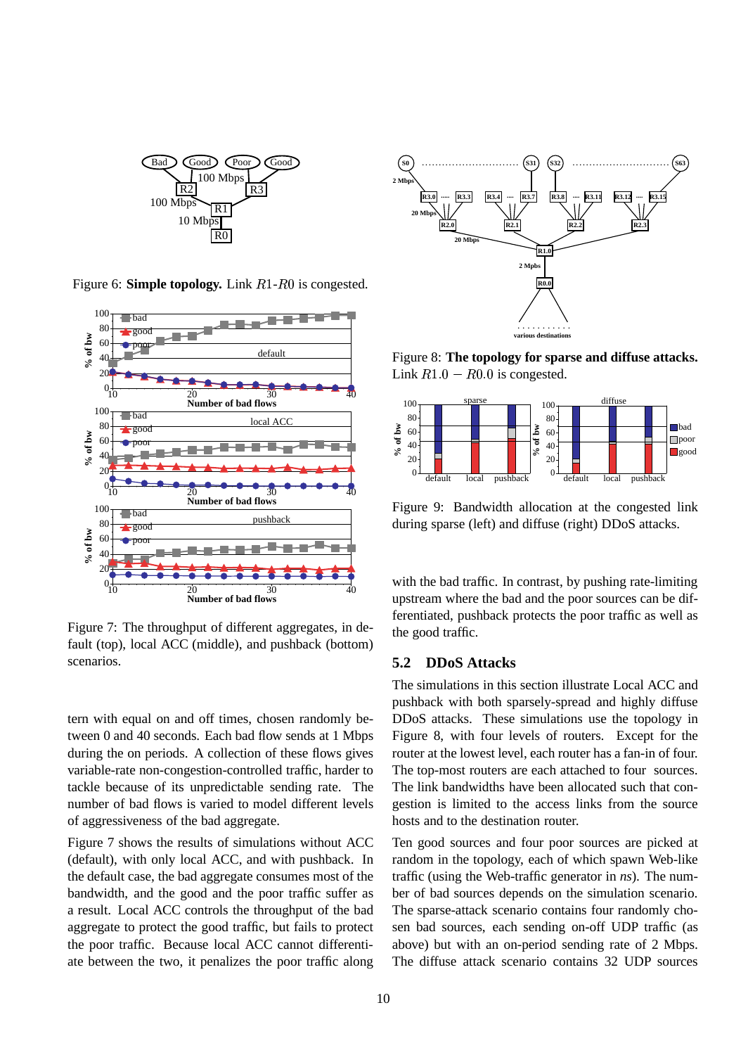Figure 6: **Simple topology.** Link $R1$-$R0$ is congested.

Figure 7: The throughput of different aggregates, in default (top), local ACC (middle), and pushback (bottom) scenarios.

tern with equal on and off times, chosen randomly between 0 and 40 seconds. Each bad flow sends at 1 Mbps during the on periods. A collection of these flows gives variable-rate non-congestion-controlled traffic, harder to tackle because of its unpredictable sending rate. The number of bad flows is varied to model different levels of aggressiveness of the bad aggregate.

Figure 7 shows the results of simulations without ACC (default), with only local ACC, and with pushback. In the default case, the bad aggregate consumes most of the bandwidth, and the good and the poor traffic suffer as a result. Local ACC controls the throughput of the bad aggregate to protect the good traffic, but fails to protect the poor traffic. Because local ACC cannot differentiate between the two, it penalizes the poor traffic along with the bad traffic. In contrast, by pushing rate-limiting upstream where the bad and the poor sources can be differentiated, pushback protects the poor traffic as well as the good traffic.

Figure 8: **The topology for sparse and diffuse attacks.** Link $R1.0 - R0.0$ is congested.

Figure 9: Bandwidth allocation at the congested link during sparse (left) and diffuse (right) DDoS attacks.

## 5.2 DDoS Attacks

The simulations in this section illustrate Local ACC and pushback with both sparsely-spread and highly diffuse DDoS attacks. These simulations use the topology in Figure 8, with four levels of routers. Except for the router at the lowest level, each router has a fan-in of four. The top-most routers are each attached to four sources. The link bandwidths have been allocated such that congestion is limited to the access links from the source hosts and to the destination router.

Ten good sources and four poor sources are picked at random in the topology, each of which spawn Web-like traffic (using the Web-traffic generator in *ns*). The number of bad sources depends on the simulation scenario. The sparse-attack scenario contains four randomly chosen bad sources, each sending on-off UDP traffic (as above) but with an on-period sending rate of 2 Mbps. The diffuse attack scenario contains 32 UDP sources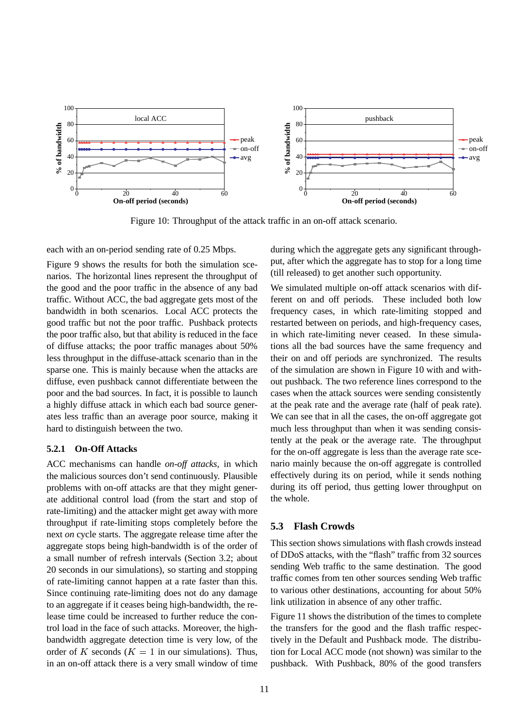Figure 10: Throughput of the attack traffic in an on-off attack scenario.

each with an on-period sending rate of 0.25 Mbps.

Figure 9 shows the results for both the simulation scenarios. The horizontal lines represent the throughput of the good and the poor traffic in the absence of any bad traffic. Without ACC, the bad aggregate gets most of the bandwidth in both scenarios. Local ACC protects the good traffic but not the poor traffic. Pushback protects the poor traffic also, but that ability is reduced in the face of diffuse attacks; the poor traffic manages about 50% less throughput in the diffuse-attack scenario than in the sparse one. This is mainly because when the attacks are diffuse, even pushback cannot differentiate between the poor and the bad sources. In fact, it is possible to launch a highly diffuse attack in which each bad source generates less traffic than an average poor source, making it hard to distinguish between the two.

### 5.2.1 On-Off Attacks

ACC mechanisms can handle *on-off attacks*, in which the malicious sources don't send continuously. Plausible problems with on-off attacks are that they might generate additional control load (from the start and stop of rate-limiting) and the attacker might get away with more throughput if rate-limiting stops completely before the next *on* cycle starts. The aggregate release time after the aggregate stops being high-bandwidth is of the order of a small number of refresh intervals (Section 3.2; about 20 seconds in our simulations), so starting and stopping of rate-limiting cannot happen at a rate faster than this. Since continuing rate-limiting does not do any damage to an aggregate if it ceases being high-bandwidth, the release time could be increased to further reduce the control load in the face of such attacks. Moreover, the high-bandwidth aggregate detection time is very low, of the order of $K$ seconds ($K = 1$ in our simulations). Thus, in an on-off attack there is a very small window of time during which the aggregate gets any significant throughput, after which the aggregate has to stop for a long time (till released) to get another such opportunity.

We simulated multiple on-off attack scenarios with different on and off periods. These included both low frequency cases, in which rate-limiting stopped and restarted between on periods, and high-frequency cases, in which rate-limiting never ceased. In these simulations all the bad sources have the same frequency and their on and off periods are synchronized. The results of the simulation are shown in Figure 10 with and without pushback. The two reference lines correspond to the cases when the attack sources were sending consistently at the peak rate and the average rate (half of peak rate). We can see that in all the cases, the on-off aggregate got much less throughput than when it was sending consistently at the peak or the average rate. The throughput for the on-off aggregate is less than the average rate scenario mainly because the on-off aggregate is controlled effectively during its on period, while it sends nothing during its off period, thus getting lower throughput on the whole.

## 5.3 Flash Crowds

This section shows simulations with flash crowds instead of DDoS attacks, with the "flash" traffic from 32 sources sending Web traffic to the same destination. The good traffic comes from ten other sources sending Web traffic to various other destinations, accounting for about 50% link utilization in absence of any other traffic.

Figure 11 shows the distribution of the times to complete the transfers for the good and the flash traffic respectively in the Default and Pushback mode. The distribution for Local ACC mode (not shown) was similar to the pushback. With Pushback, 80% of the good transfers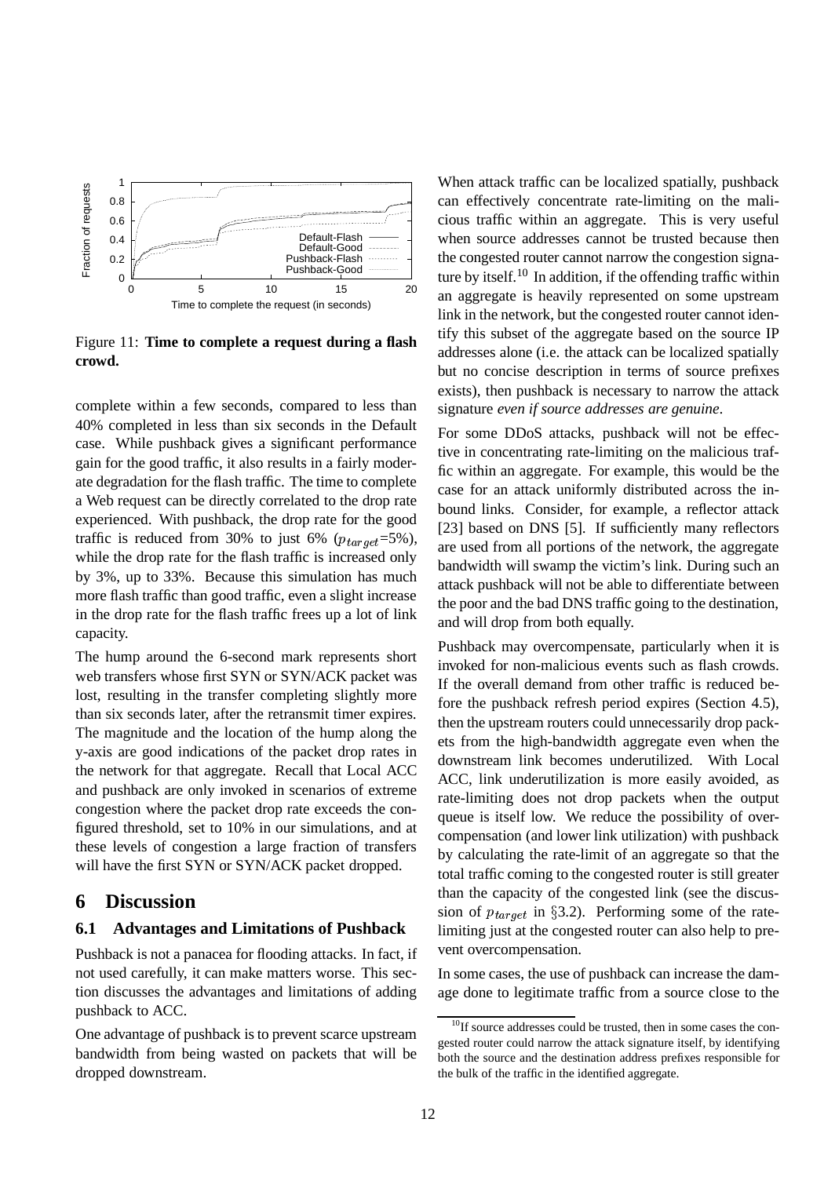Figure 11: **Time to complete a request during a flash crowd.**

complete within a few seconds, compared to less than 40% completed in less than six seconds in the Default case. While pushback gives a significant performance gain for the good traffic, it also results in a fairly moderate degradation for the flash traffic. The time to complete a Web request can be directly correlated to the drop rate experienced. With pushback, the drop rate for the good traffic is reduced from 30% to just 6% ($p_{target}$=5%), while the drop rate for the flash traffic is increased only by 3%, up to 33%. Because this simulation has much more flash traffic than good traffic, even a slight increase in the drop rate for the flash traffic frees up a lot of link capacity.

The hump around the 6-second mark represents short web transfers whose first SYN or SYN/ACK packet was lost, resulting in the transfer completing slightly more than six seconds later, after the retransmit timer expires. The magnitude and the location of the hump along the y-axis are good indications of the packet drop rates in the network for that aggregate. Recall that Local ACC and pushback are only invoked in scenarios of extreme congestion where the packet drop rate exceeds the configured threshold, set to 10% in our simulations, and at these levels of congestion a large fraction of transfers will have the first SYN or SYN/ACK packet dropped.

# 6 Discussion

## 6.1 Advantages and Limitations of Pushback

Pushback is not a panacea for flooding attacks. In fact, if not used carefully, it can make matters worse. This section discusses the advantages and limitations of adding pushback to ACC.

One advantage of pushback is to prevent scarce upstream bandwidth from being wasted on packets that will be dropped downstream.

When attack traffic can be localized spatially, pushback can effectively concentrate rate-limiting on the malicious traffic within an aggregate. This is very useful when source addresses cannot be trusted because then the congested router cannot narrow the congestion signature by itself.[10] In addition, if the offending traffic within an aggregate is heavily represented on some upstream link in the network, but the congested router cannot identify this subset of the aggregate based on the source IP addresses alone (i.e. the attack can be localized spatially but no concise description in terms of source prefixes exists), then pushback is necessary to narrow the attack signature *even if source addresses are genuine*.

For some DDoS attacks, pushback will not be effective in concentrating rate-limiting on the malicious traffic within an aggregate. For example, this would be the case for an attack uniformly distributed across the inbound links. Consider, for example, a reflector attack [23] based on DNS [5]. If sufficiently many reflectors are used from all portions of the network, the aggregate bandwidth will swamp the victim's link. During such an attack pushback will not be able to differentiate between the poor and the bad DNS traffic going to the destination, and will drop from both equally.

Pushback may overcompensate, particularly when it is invoked for non-malicious events such as flash crowds. If the overall demand from other traffic is reduced before the pushback refresh period expires (Section 4.5), then the upstream routers could unnecessarily drop packets from the high-bandwidth aggregate even when the downstream link becomes underutilized. With Local ACC, link underutilization is more easily avoided, as rate-limiting does not drop packets when the output queue is itself low. We reduce the possibility of overcompensation (and lower link utilization) with pushback by calculating the rate-limit of an aggregate so that the total traffic coming to the congested router is still greater than the capacity of the congested link (see the discussion of $p_{target}$ in §3.2). Performing some of the rate-limiting just at the congested router can also help to prevent overcompensation.

In some cases, the use of pushback can increase the damage done to legitimate traffic from a source close to the

[10] If source addresses could be trusted, then in some cases the congested router could narrow the attack signature itself, by identifying both the source and the destination address prefixes responsible for the bulk of the traffic in the identified aggregate.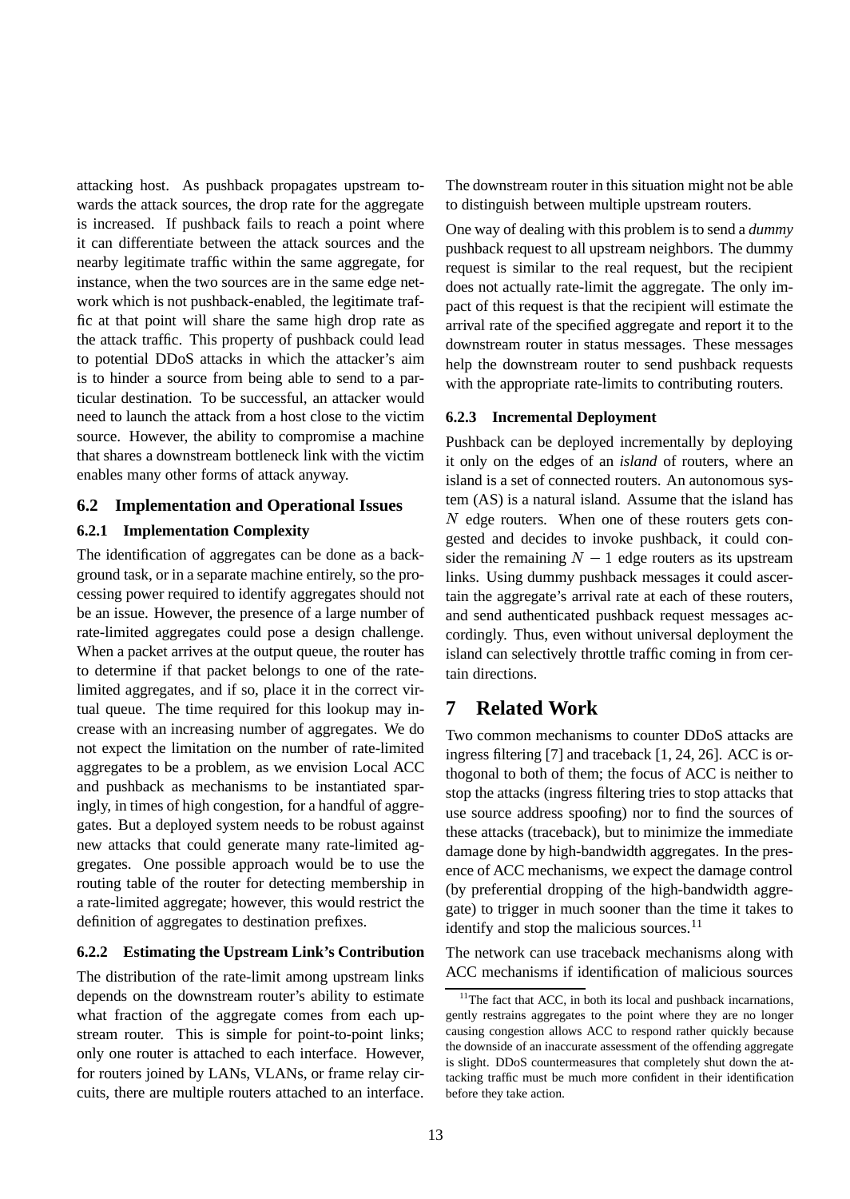attacking host. As pushback propagates upstream towards the attack sources, the drop rate for the aggregate is increased. If pushback fails to reach a point where it can differentiate between the attack sources and the nearby legitimate traffic within the same aggregate, for instance, when the two sources are in the same edge network which is not pushback-enabled, the legitimate traffic at that point will share the same high drop rate as the attack traffic. This property of pushback could lead to potential DDoS attacks in which the attacker's aim is to hinder a source from being able to send to a particular destination. To be successful, an attacker would need to launch the attack from a host close to the victim source. However, the ability to compromise a machine that shares a downstream bottleneck link with the victim enables many other forms of attack anyway.

## 6.2 Implementation and Operational Issues

### 6.2.1 Implementation Complexity

The identification of aggregates can be done as a background task, or in a separate machine entirely, so the processing power required to identify aggregates should not be an issue. However, the presence of a large number of rate-limited aggregates could pose a design challenge. When a packet arrives at the output queue, the router has to determine if that packet belongs to one of the rate-limited aggregates, and if so, place it in the correct virtual queue. The time required for this lookup may increase with an increasing number of aggregates. We do not expect the limitation on the number of rate-limited aggregates to be a problem, as we envision Local ACC and pushback as mechanisms to be instantiated sparingly, in times of high congestion, for a handful of aggregates. But a deployed system needs to be robust against new attacks that could generate many rate-limited aggregates. One possible approach would be to use the routing table of the router for detecting membership in a rate-limited aggregate; however, this would restrict the definition of aggregates to destination prefixes.

### 6.2.2 Estimating the Upstream Link's Contribution

The distribution of the rate-limit among upstream links depends on the downstream router's ability to estimate what fraction of the aggregate comes from each upstream router. This is simple for point-to-point links; only one router is attached to each interface. However, for routers joined by LANs, VLANs, or frame relay circuits, there are multiple routers attached to an interface. The downstream router in this situation might not be able to distinguish between multiple upstream routers.

One way of dealing with this problem is to send a *dummy* pushback request to all upstream neighbors. The dummy request is similar to the real request, but the recipient does not actually rate-limit the aggregate. The only impact of this request is that the recipient will estimate the arrival rate of the specified aggregate and report it to the downstream router in status messages. These messages help the downstream router to send pushback requests with the appropriate rate-limits to contributing routers.

### 6.2.3 Incremental Deployment

Pushback can be deployed incrementally by deploying it only on the edges of an *island* of routers, where an island is a set of connected routers. An autonomous system (AS) is a natural island. Assume that the island has $N$ edge routers. When one of these routers gets congested and decides to invoke pushback, it could consider the remaining $N - 1$ edge routers as its upstream links. Using dummy pushback messages it could ascertain the aggregate's arrival rate at each of these routers, and send authenticated pushback request messages accordingly. Thus, even without universal deployment the island can selectively throttle traffic coming in from certain directions.

# 7 Related Work

Two common mechanisms to counter DDoS attacks are ingress filtering [7] and traceback [1, 24, 26]. ACC is orthogonal to both of them; the focus of ACC is neither to stop the attacks (ingress filtering tries to stop attacks that use source address spoofing) nor to find the sources of these attacks (traceback), but to minimize the immediate damage done by high-bandwidth aggregates. In the presence of ACC mechanisms, we expect the damage control (by preferential dropping of the high-bandwidth aggregate) to trigger in much sooner than the time it takes to identify and stop the malicious sources.[11]

The network can use traceback mechanisms along with ACC mechanisms if identification of malicious sources

[11]The fact that ACC, in both its local and pushback incarnations, gently restrains aggregates to the point where they are no longer causing congestion allows ACC to respond rather quickly because the downside of an inaccurate assessment of the offending aggregate is slight. DDoS countermeasures that completely shut down the attacking traffic must be much more confident in their identification before they take action.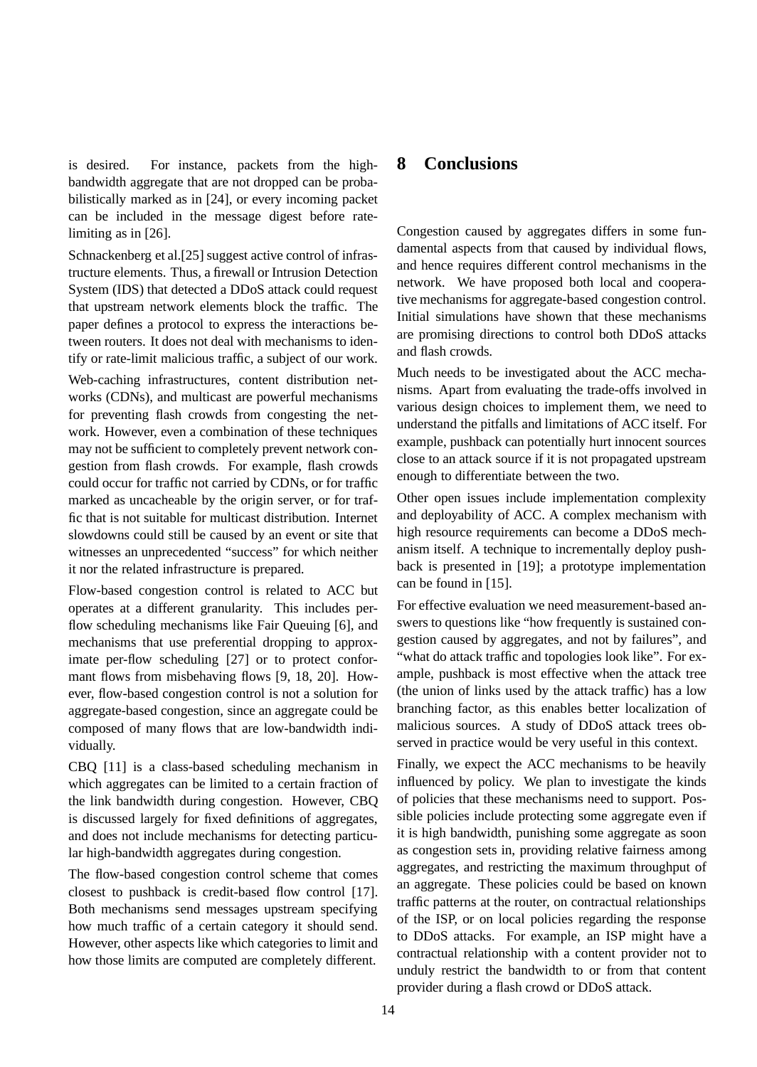is desired. For instance, packets from the high-bandwidth aggregate that are not dropped can be probabilistically marked as in [24], or every incoming packet can be included in the message digest before rate-limiting as in [26].

Schnackenberg et al.[25] suggest active control of infrastructure elements. Thus, a firewall or Intrusion Detection System (IDS) that detected a DDoS attack could request that upstream network elements block the traffic. The paper defines a protocol to express the interactions between routers. It does not deal with mechanisms to identify or rate-limit malicious traffic, a subject of our work.

Web-caching infrastructures, content distribution networks (CDNs), and multicast are powerful mechanisms for preventing flash crowds from congesting the network. However, even a combination of these techniques may not be sufficient to completely prevent network congestion from flash crowds. For example, flash crowds could occur for traffic not carried by CDNs, or for traffic marked as uncacheable by the origin server, or for traffic that is not suitable for multicast distribution. Internet slowdowns could still be caused by an event or site that witnesses an unprecedented "success" for which neither it nor the related infrastructure is prepared.

Flow-based congestion control is related to ACC but operates at a different granularity. This includes per-flow scheduling mechanisms like Fair Queuing [6], and mechanisms that use preferential dropping to approximate per-flow scheduling [27] or to protect conformant flows from misbehaving flows [9, 18, 20]. However, flow-based congestion control is not a solution for aggregate-based congestion, since an aggregate could be composed of many flows that are low-bandwidth individually.

CBQ [11] is a class-based scheduling mechanism in which aggregates can be limited to a certain fraction of the link bandwidth during congestion. However, CBQ is discussed largely for fixed definitions of aggregates, and does not include mechanisms for detecting particular high-bandwidth aggregates during congestion.

The flow-based congestion control scheme that comes closest to pushback is credit-based flow control [17]. Both mechanisms send messages upstream specifying how much traffic of a certain category it should send. However, other aspects like which categories to limit and how those limits are computed are completely different.

# 8 Conclusions

Congestion caused by aggregates differs in some fundamental aspects from that caused by individual flows, and hence requires different control mechanisms in the network. We have proposed both local and cooperative mechanisms for aggregate-based congestion control. Initial simulations have shown that these mechanisms are promising directions to control both DDoS attacks and flash crowds.

Much needs to be investigated about the ACC mechanisms. Apart from evaluating the trade-offs involved in various design choices to implement them, we need to understand the pitfalls and limitations of ACC itself. For example, pushback can potentially hurt innocent sources close to an attack source if it is not propagated upstream enough to differentiate between the two.

Other open issues include implementation complexity and deployability of ACC. A complex mechanism with high resource requirements can become a DDoS mechanism itself. A technique to incrementally deploy pushback is presented in [19]; a prototype implementation can be found in [15].

For effective evaluation we need measurement-based answers to questions like "how frequently is sustained congestion caused by aggregates, and not by failures", and "what do attack traffic and topologies look like". For example, pushback is most effective when the attack tree (the union of links used by the attack traffic) has a low branching factor, as this enables better localization of malicious sources. A study of DDoS attack trees observed in practice would be very useful in this context.

Finally, we expect the ACC mechanisms to be heavily influenced by policy. We plan to investigate the kinds of policies that these mechanisms need to support. Possible policies include protecting some aggregate even if it is high bandwidth, punishing some aggregate as soon as congestion sets in, providing relative fairness among aggregates, and restricting the maximum throughput of an aggregate. These policies could be based on known traffic patterns at the router, on contractual relationships of the ISP, or on local policies regarding the response to DDoS attacks. For example, an ISP might have a contractual relationship with a content provider not to unduly restrict the bandwidth to or from that content provider during a flash crowd or DDoS attack.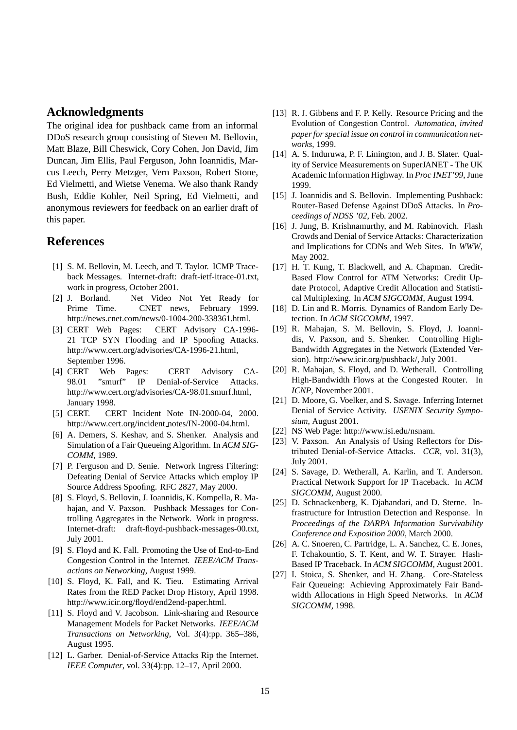## Acknowledgments

The original idea for pushback came from an informal DDoS research group consisting of Steven M. Bellovin, Matt Blaze, Bill Cheswick, Cory Cohen, Jon David, Jim Duncan, Jim Ellis, Paul Ferguson, John Ioannidis, Marcus Leech, Perry Metzger, Vern Paxson, Robert Stone, Ed Vielmetti, and Wietse Venema. We also thank Randy Bush, Eddie Kohler, Neil Spring, Ed Vielmetti, and anonymous reviewers for feedback on an earlier draft of this paper.

## References

[1] S. M. Bellovin, M. Leech, and T. Taylor. ICMP Traceback Messages. Internet-draft: draft-ietf-itrace-01.txt, work in progress, October 2001.

[2] J. Borland. Net Video Not Yet Ready for Prime Time. CNET news, February 1999. http://news.cnet.com/news/0-1004-200-338361.html.

[3] CERT Web Pages: CERT Advisory CA-1996-21 TCP SYN Flooding and IP Spoofing Attacks. http://www.cert.org/advisories/CA-1996-21.html, September 1996.

[4] CERT Web Pages: CERT Advisory CA-98.01 "smurf" IP Denial-of-Service Attacks. http://www.cert.org/advisories/CA-98.01.smurf.html, January 1998.

[5] CERT. CERT Incident Note IN-2000-04, 2000. http://www.cert.org/incident_notes/IN-2000-04.html.

[6] A. Demers, S. Keshav, and S. Shenker. Analysis and Simulation of a Fair Queueing Algorithm. In *ACM SIGCOMM*, 1989.

[7] P. Ferguson and D. Senie. Network Ingress Filtering: Defeating Denial of Service Attacks which employ IP Source Address Spoofing. RFC 2827, May 2000.

[8] S. Floyd, S. Bellovin, J. Ioannidis, K. Kompella, R. Mahajan, and V. Paxson. Pushback Messages for Controlling Aggregates in the Network. Work in progress. Internet-draft: draft-floyd-pushback-messages-00.txt, July 2001.

[9] S. Floyd and K. Fall. Promoting the Use of End-to-End Congestion Control in the Internet. *IEEE/ACM Transactions on Networking*, August 1999.

[10] S. Floyd, K. Fall, and K. Tieu. Estimating Arrival Rates from the RED Packet Drop History, April 1998. http://www.icir.org/floyd/end2end-paper.html.

[11] S. Floyd and V. Jacobson. Link-sharing and Resource Management Models for Packet Networks. *IEEE/ACM Transactions on Networking*, Vol. 3(4):pp. 365–386, August 1995.

[12] L. Garber. Denial-of-Service Attacks Rip the Internet. *IEEE Computer*, vol. 33(4):pp. 12–17, April 2000.

[13] R. J. Gibbens and F. P. Kelly. Resource Pricing and the Evolution of Congestion Control. *Automatica, invited paper for special issue on control in communication networks*, 1999.

[14] A. S. Induruwa, P. F. Linington, and J. B. Slater. Quality of Service Measurements on SuperJANET - The UK Academic Information Highway. In *Proc INET'99*, June 1999.

[15] J. Ioannidis and S. Bellovin. Implementing Pushback: Router-Based Defense Against DDoS Attacks. In *Proceedings of NDSS '02*, Feb. 2002.

[16] J. Jung, B. Krishnamurthy, and M. Rabinovich. Flash Crowds and Denial of Service Attacks: Characterization and Implications for CDNs and Web Sites. In *WWW*, May 2002.

[17] H. T. Kung, T. Blackwell, and A. Chapman. Credit-Based Flow Control for ATM Networks: Credit Update Protocol, Adaptive Credit Allocation and Statistical Multiplexing. In *ACM SIGCOMM*, August 1994.

[18] D. Lin and R. Morris. Dynamics of Random Early Detection. In *ACM SIGCOMM*, 1997.

[19] R. Mahajan, S. M. Bellovin, S. Floyd, J. Ioannidis, V. Paxson, and S. Shenker. Controlling High-Bandwidth Aggregates in the Network (Extended Version). http://www.icir.org/pushback/, July 2001.

[20] R. Mahajan, S. Floyd, and D. Wetherall. Controlling High-Bandwidth Flows at the Congested Router. In *ICNP*, November 2001.

[21] D. Moore, G. Voelker, and S. Savage. Inferring Internet Denial of Service Activity. *USENIX Security Symposium*, August 2001.

[22] NS Web Page: http://www.isi.edu/nsnam.

[23] V. Paxson. An Analysis of Using Reflectors for Distributed Denial-of-Service Attacks. *CCR*, vol. 31(3), July 2001.

[24] S. Savage, D. Wetherall, A. Karlin, and T. Anderson. Practical Network Support for IP Traceback. In *ACM SIGCOMM*, August 2000.

[25] D. Schnackenberg, K. Djahandari, and D. Sterne. Infrastructure for Intrustion Detection and Response. In *Proceedings of the DARPA Information Survivability Conference and Exposition 2000*, March 2000.

[26] A. C. Snoeren, C. Partridge, L. A. Sanchez, C. E. Jones, F. Tchakountio, S. T. Kent, and W. T. Strayer. Hash-Based IP Traceback. In *ACM SIGCOMM*, August 2001.

[27] I. Stoica, S. Shenker, and H. Zhang. Core-Stateless Fair Queueing: Achieving Approximately Fair Bandwidth Allocations in High Speed Networks. In *ACM SIGCOMM*, 1998.